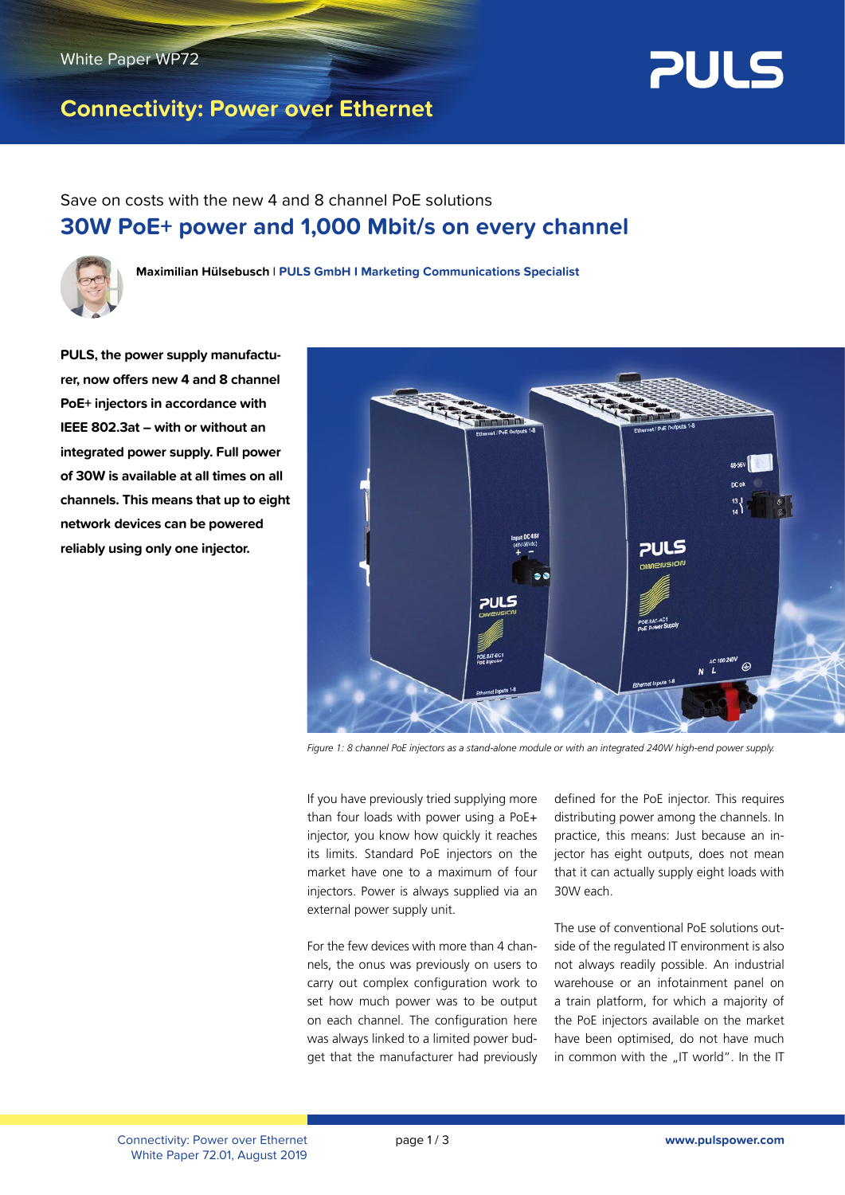White Paper WP72

# Connectivity: Power over Ethernet

Save on costs with the new 4 and 8 channel PoE solutions

## 30W PoE+ power and 1,000 Mbit/s on every channel

**Maximilian Hülsebusch** | **PULS GmbH I Marketing Communications Specialist**

**PULS, the power supply manufacturer, now offers new 4 and 8 channel PoE+ injectors in accordance with IEEE 802.3at – with or without an integrated power supply. Full power of 30W is available at all times on all channels. This means that up to eight network devices can be powered reliably using only one injector.**

*Figure 1: 8 channel PoE injectors as a stand-alone module or with an integrated 240W high-end power supply.*

If you have previously tried supplying more than four loads with power using a PoE+ injector, you know how quickly it reaches its limits. Standard PoE injectors on the market have one to a maximum of four injectors. Power is always supplied via an external power supply unit.

For the few devices with more than 4 channels, the onus was previously on users to carry out complex configuration work to set how much power was to be output on each channel. The configuration here was always linked to a limited power budget that the manufacturer had previously defined for the PoE injector. This requires distributing power among the channels. In practice, this means: Just because an injector has eight outputs, does not mean that it can actually supply eight loads with 30W each.

The use of conventional PoE solutions outside of the regulated IT environment is also not always readily possible. An industrial warehouse or an infotainment panel on a train platform, for which a majority of the PoE injectors available on the market have been optimised, do not have much in common with the „IT world". In the IT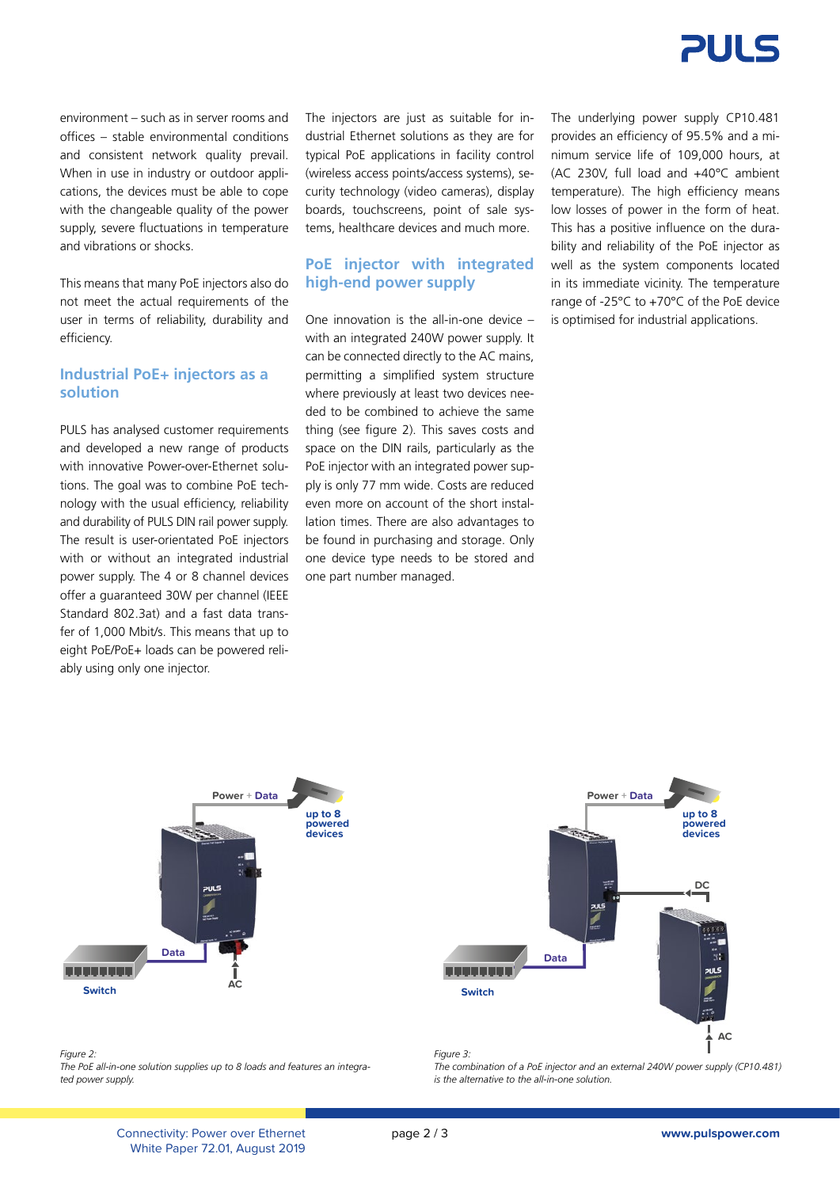environment – such as in server rooms and offices – stable environmental conditions and consistent network quality prevail. When in use in industry or outdoor applications, the devices must be able to cope with the changeable quality of the power supply, severe fluctuations in temperature and vibrations or shocks.

This means that many PoE injectors also do not meet the actual requirements of the user in terms of reliability, durability and efficiency.

## Industrial PoE+ injectors as a solution

PULS has analysed customer requirements and developed a new range of products with innovative Power-over-Ethernet solutions. The goal was to combine PoE technology with the usual efficiency, reliability and durability of PULS DIN rail power supply. The result is user-orientated PoE injectors with or without an integrated industrial power supply. The 4 or 8 channel devices offer a guaranteed 30W per channel (IEEE Standard 802.3at) and a fast data transfer of 1,000 Mbit/s. This means that up to eight PoE/PoE+ loads can be powered reliably using only one injector.

The injectors are just as suitable for industrial Ethernet solutions as they are for typical PoE applications in facility control (wireless access points/access systems), security technology (video cameras), display boards, touchscreens, point of sale systems, healthcare devices and much more.

## PoE injector with integrated high-end power supply

One innovation is the all-in-one device – with an integrated 240W power supply. It can be connected directly to the AC mains, permitting a simplified system structure where previously at least two devices needed to be combined to achieve the same thing (see figure 2). This saves costs and space on the DIN rails, particularly as the PoE injector with an integrated power supply is only 77 mm wide. Costs are reduced even more on account of the short installation times. There are also advantages to be found in purchasing and storage. Only one device type needs to be stored and one part number managed.

The underlying power supply CP10.481 provides an efficiency of 95.5% and a minimum service life of 109,000 hours, at (AC 230V, full load and +40°C ambient temperature). The high efficiency means low losses of power in the form of heat. This has a positive influence on the durability and reliability of the PoE injector as well as the system components located in its immediate vicinity. The temperature range of -25°C to +70°C of the PoE device is optimised for industrial applications.

*Figure 2:*
*The PoE all-in-one solution supplies up to 8 loads and features an integrated power supply.*

*Figure 3:*
*The combination of a PoE injector and an external 240W power supply (CP10.481) is the alternative to the all-in-one solution.*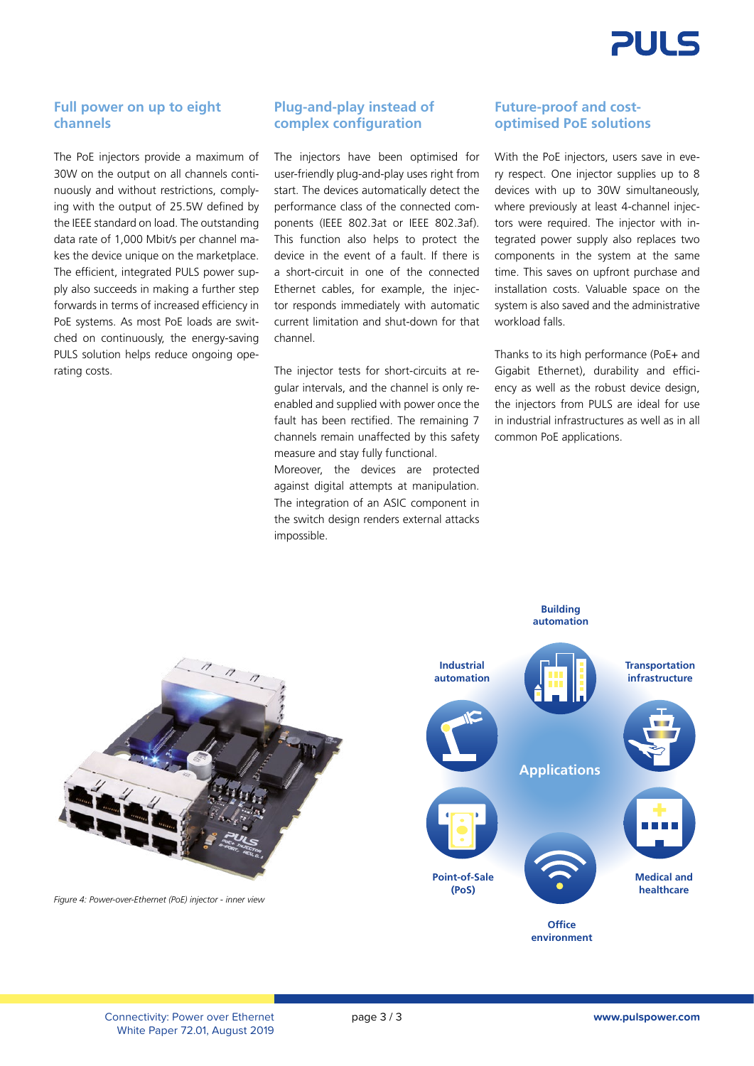## Full power on up to eight channels

The PoE injectors provide a maximum of 30W on the output on all channels continuously and without restrictions, complying with the output of 25.5W defined by the IEEE standard on load. The outstanding data rate of 1,000 Mbit/s per channel makes the device unique on the marketplace. The efficient, integrated PULS power supply also succeeds in making a further step forwards in terms of increased efficiency in PoE systems. As most PoE loads are switched on continuously, the energy-saving PULS solution helps reduce ongoing operating costs.

## Plug-and-play instead of complex configuration

The injectors have been optimised for user-friendly plug-and-play uses right from start. The devices automatically detect the performance class of the connected components (IEEE 802.3at or IEEE 802.3af). This function also helps to protect the device in the event of a fault. If there is a short-circuit in one of the connected Ethernet cables, for example, the injector responds immediately with automatic current limitation and shut-down for that channel.

The injector tests for short-circuits at regular intervals, and the channel is only re-enabled and supplied with power once the fault has been rectified. The remaining 7 channels remain unaffected by this safety measure and stay fully functional.
Moreover, the devices are protected against digital attempts at manipulation. The integration of an ASIC component in the switch design renders external attacks impossible.

## Future-proof and cost-optimised PoE solutions

With the PoE injectors, users save in every respect. One injector supplies up to 8 devices with up to 30W simultaneously, where previously at least 4-channel injectors were required. The injector with integrated power supply also replaces two components in the system at the same time. This saves on upfront purchase and installation costs. Valuable space on the system is also saved and the administrative workload falls.

Thanks to its high performance (PoE+ and Gigabit Ethernet), durability and efficiency as well as the robust device design, the injectors from PULS are ideal for use in industrial infrastructures as well as in all common PoE applications.

*Figure 4: Power-over-Ethernet (PoE) injector - inner view*

Applications

Building automation

Industrial automation

Transportation infrastructure

Point-of-Sale (PoS)

Medical and healthcare

Office environment